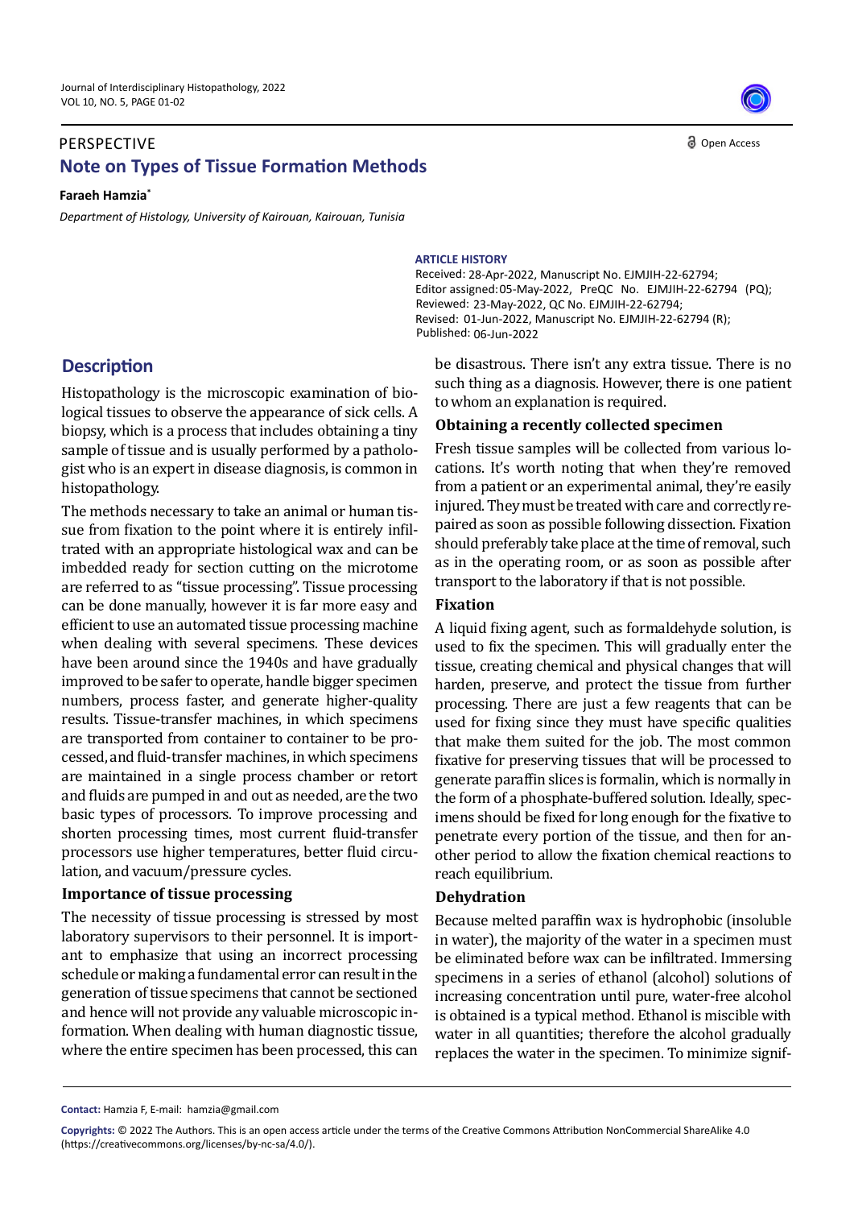PERSPECTIVE

# Note on Types of Tissue Formation Methods

**Faraeh Hamzia***

*Department of Histology, University of Kairouan, Kairouan, Tunisia*

**ARTICLE HISTORY**

Received: 28-Apr-2022, Manuscript No. EJMJIH-22-62794;
Editor assigned: 05-May-2022, PreQC No. EJMJIH-22-62794 (PQ);
Reviewed: 23-May-2022, QC No. EJMJIH-22-62794;
Revised: 01-Jun-2022, Manuscript No. EJMJIH-22-62794 (R);
Published: 06-Jun-2022

## Description

Histopathology is the microscopic examination of biological tissues to observe the appearance of sick cells. A biopsy, which is a process that includes obtaining a tiny sample of tissue and is usually performed by a pathologist who is an expert in disease diagnosis, is common in histopathology.

The methods necessary to take an animal or human tissue from fixation to the point where it is entirely infiltrated with an appropriate histological wax and can be imbedded ready for section cutting on the microtome are referred to as "tissue processing". Tissue processing can be done manually, however it is far more easy and efficient to use an automated tissue processing machine when dealing with several specimens. These devices have been around since the 1940s and have gradually improved to be safer to operate, handle bigger specimen numbers, process faster, and generate higher-quality results. Tissue-transfer machines, in which specimens are transported from container to container to be processed, and fluid-transfer machines, in which specimens are maintained in a single process chamber or retort and fluids are pumped in and out as needed, are the two basic types of processors. To improve processing and shorten processing times, most current fluid-transfer processors use higher temperatures, better fluid circulation, and vacuum/pressure cycles.

### Importance of tissue processing

The necessity of tissue processing is stressed by most laboratory supervisors to their personnel. It is important to emphasize that using an incorrect processing schedule or making a fundamental error can result in the generation of tissue specimens that cannot be sectioned and hence will not provide any valuable microscopic information. When dealing with human diagnostic tissue, where the entire specimen has been processed, this can be disastrous. There isn't any extra tissue. There is no such thing as a diagnosis. However, there is one patient to whom an explanation is required.

### Obtaining a recently collected specimen

Fresh tissue samples will be collected from various locations. It's worth noting that when they're removed from a patient or an experimental animal, they're easily injured. They must be treated with care and correctly repaired as soon as possible following dissection. Fixation should preferably take place at the time of removal, such as in the operating room, or as soon as possible after transport to the laboratory if that is not possible.

### Fixation

A liquid fixing agent, such as formaldehyde solution, is used to fix the specimen. This will gradually enter the tissue, creating chemical and physical changes that will harden, preserve, and protect the tissue from further processing. There are just a few reagents that can be used for fixing since they must have specific qualities that make them suited for the job. The most common fixative for preserving tissues that will be processed to generate paraffin slices is formalin, which is normally in the form of a phosphate-buffered solution. Ideally, specimens should be fixed for long enough for the fixative to penetrate every portion of the tissue, and then for another period to allow the fixation chemical reactions to reach equilibrium.

### Dehydration

Because melted paraffin wax is hydrophobic (insoluble in water), the majority of the water in a specimen must be eliminated before wax can be infiltrated. Immersing specimens in a series of ethanol (alcohol) solutions of increasing concentration until pure, water-free alcohol is obtained is a typical method. Ethanol is miscible with water in all quantities; therefore the alcohol gradually replaces the water in the specimen. To minimize signif-

**Contact:** Hamzia F, E-mail: hamzia@gmail.com

**Copyrights:** © 2022 The Authors. This is an open access article under the terms of the Creative Commons Attribution NonCommercial ShareAlike 4.0 (https://creativecommons.org/licenses/by-nc-sa/4.0/).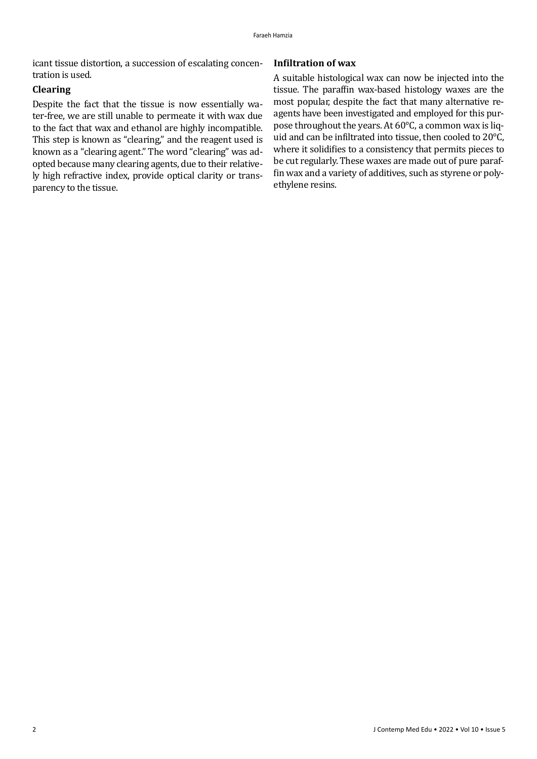icant tissue distortion, a succession of escalating concentration is used.

### Clearing

Despite the fact that the tissue is now essentially water-free, we are still unable to permeate it with wax due to the fact that wax and ethanol are highly incompatible. This step is known as "clearing," and the reagent used is known as a "clearing agent." The word "clearing" was adopted because many clearing agents, due to their relatively high refractive index, provide optical clarity or transparency to the tissue.

### Infiltration of wax

A suitable histological wax can now be injected into the tissue. The paraffin wax-based histology waxes are the most popular, despite the fact that many alternative reagents have been investigated and employed for this purpose throughout the years. At 60°C, a common wax is liquid and can be infiltrated into tissue, then cooled to 20°C, where it solidifies to a consistency that permits pieces to be cut regularly. These waxes are made out of pure paraffin wax and a variety of additives, such as styrene or polyethylene resins.